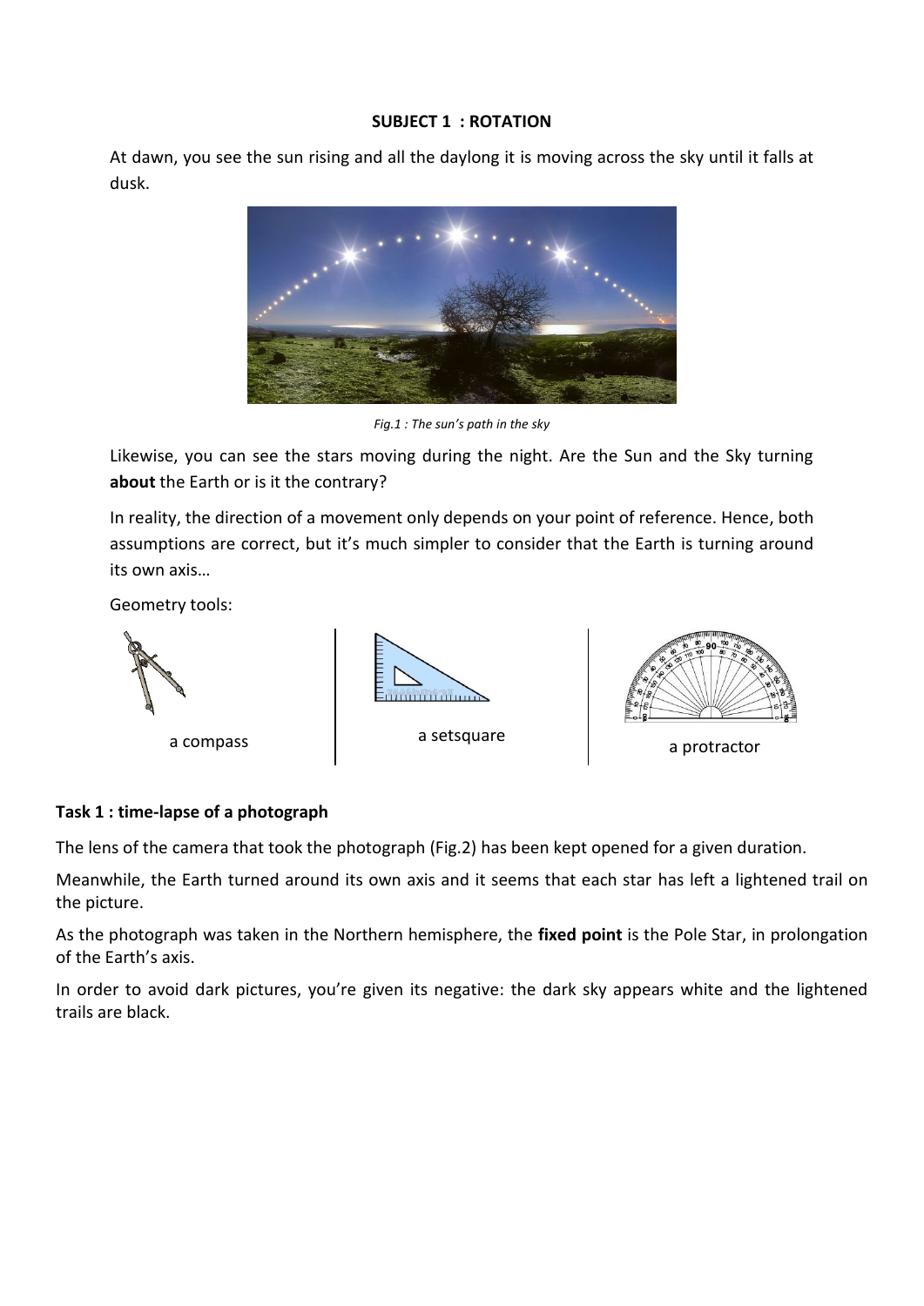**SUBJECT 1 : ROTATION**

At dawn, you see the sun rising and all the daylong it is moving across the sky until it falls at dusk.

*Fig.1 : The sun's path in the sky*

Likewise, you can see the stars moving during the night. Are the Sun and the Sky turning **about** the Earth or is it the contrary?

In reality, the direction of a movement only depends on your point of reference. Hence, both assumptions are correct, but it's much simpler to consider that the Earth is turning around its own axis…

Geometry tools:

a compass

a setsquare

a protractor

**Task 1 : time-lapse of a photograph**

The lens of the camera that took the photograph (Fig.2) has been kept opened for a given duration.

Meanwhile, the Earth turned around its own axis and it seems that each star has left a lightened trail on the picture.

As the photograph was taken in the Northern hemisphere, the **fixed point** is the Pole Star, in prolongation of the Earth's axis.

In order to avoid dark pictures, you're given its negative: the dark sky appears white and the lightened trails are black.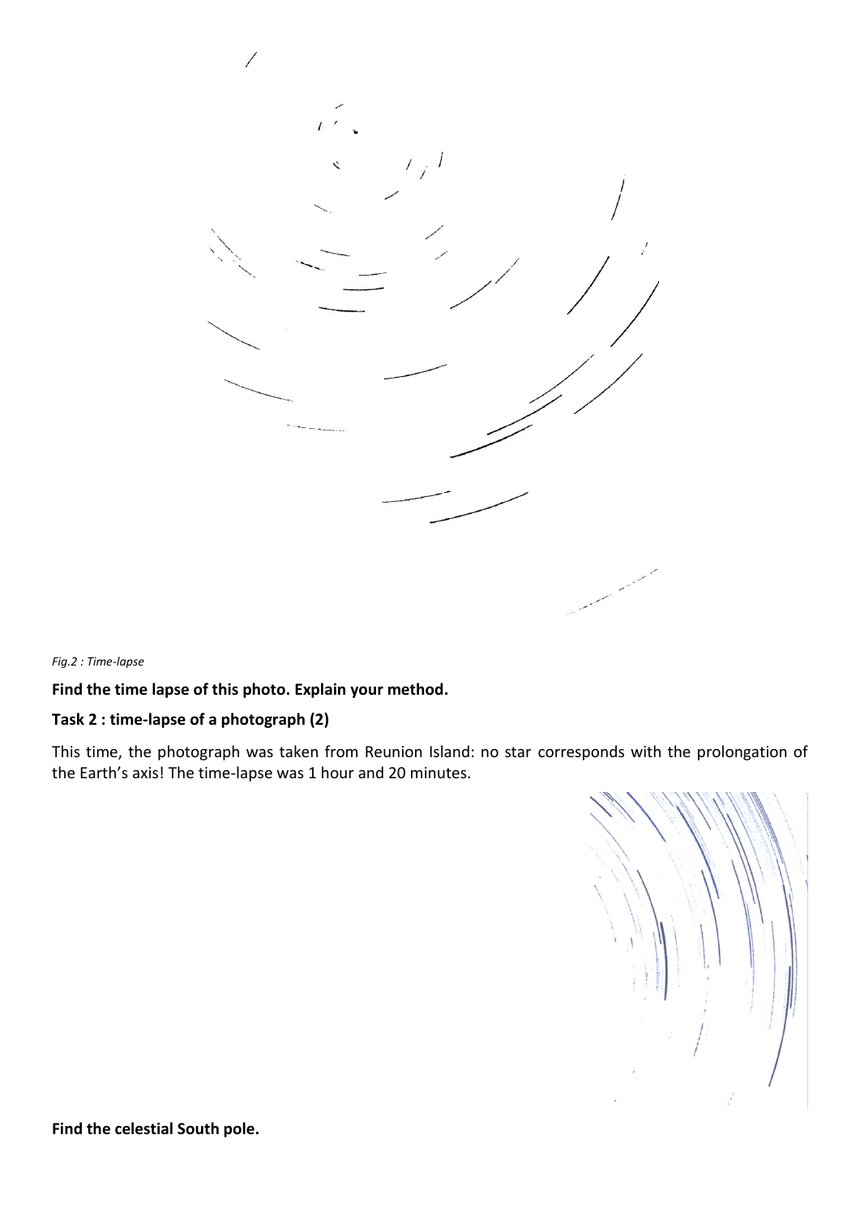*Fig.2 : Time-lapse*

**Find the time lapse of this photo. Explain your method.**

**Task 2 : time-lapse of a photograph (2)**

This time, the photograph was taken from Reunion Island: no star corresponds with the prolongation of the Earth's axis! The time-lapse was 1 hour and 20 minutes.

**Find the celestial South pole.**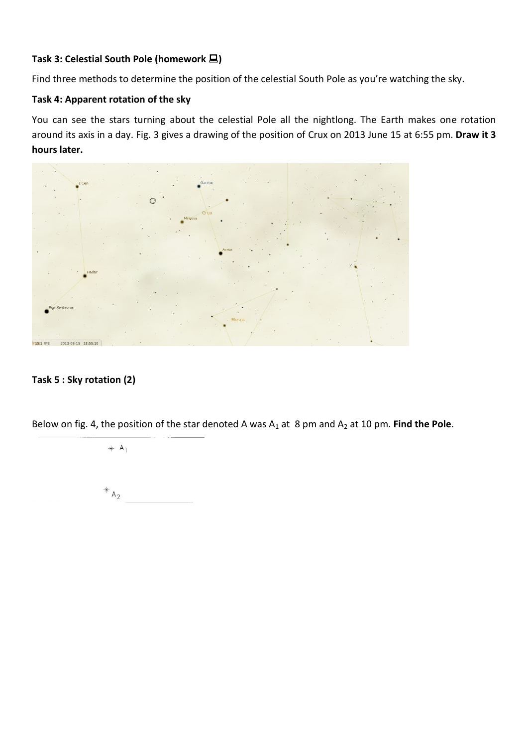**Task 3: Celestial South Pole (homework 💻)**

Find three methods to determine the position of the celestial South Pole as you're watching the sky.

**Task 4: Apparent rotation of the sky**

You can see the stars turning about the celestial Pole all the nightlong. The Earth makes one rotation around its axis in a day. Fig. 3 gives a drawing of the position of Crux on 2013 June 15 at 6:55 pm. **Draw it 3 hours later.**

ε Cen
Gacrux
Grux
Mimosa
Acrux
Hadar
Rigil Kentaurus
Musca
15.1 FPS 2013-06-15 18:55:10

**Task 5 : Sky rotation (2)**

Below on fig. 4, the position of the star denoted A was $A_1$ at 8 pm and $A_2$ at 10 pm. **Find the Pole**.

$A_1$

$A_2$